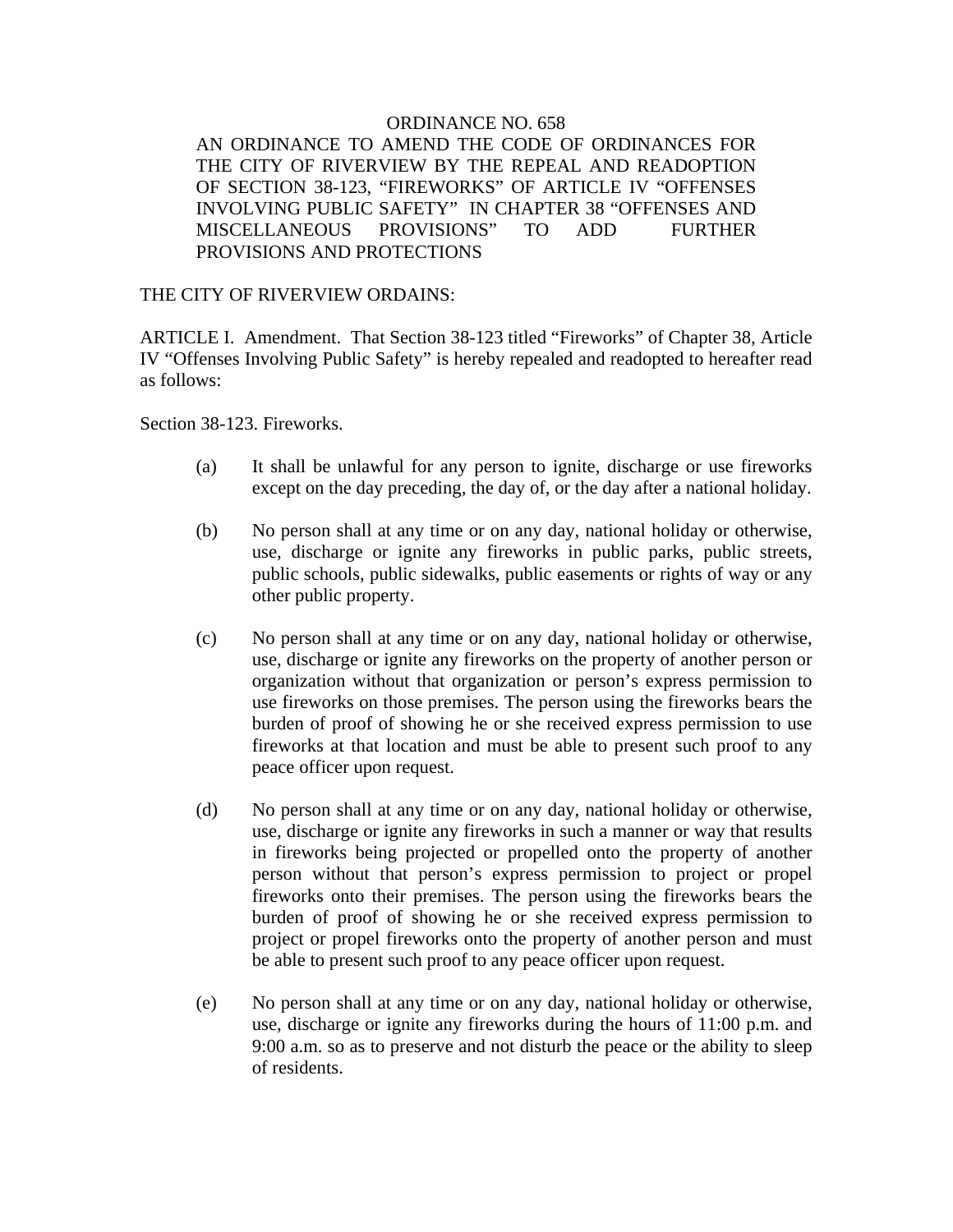# ORDINANCE NO. 658

## AN ORDINANCE TO AMEND THE CODE OF ORDINANCES FOR THE CITY OF RIVERVIEW BY THE REPEAL AND READOPTION OF SECTION 38-123, "FIREWORKS" OF ARTICLE IV "OFFENSES INVOLVING PUBLIC SAFETY" IN CHAPTER 38 "OFFENSES AND MISCELLANEOUS PROVISIONS" TO ADD FURTHER PROVISIONS AND PROTECTIONS

THE CITY OF RIVERVIEW ORDAINS:

ARTICLE I. Amendment. That Section 38-123 titled "Fireworks" of Chapter 38, Article IV "Offenses Involving Public Safety" is hereby repealed and readopted to hereafter read as follows:

Section 38-123. Fireworks.

(a) It shall be unlawful for any person to ignite, discharge or use fireworks except on the day preceding, the day of, or the day after a national holiday.

(b) No person shall at any time or on any day, national holiday or otherwise, use, discharge or ignite any fireworks in public parks, public streets, public schools, public sidewalks, public easements or rights of way or any other public property.

(c) No person shall at any time or on any day, national holiday or otherwise, use, discharge or ignite any fireworks on the property of another person or organization without that organization or person's express permission to use fireworks on those premises. The person using the fireworks bears the burden of proof of showing he or she received express permission to use fireworks at that location and must be able to present such proof to any peace officer upon request.

(d) No person shall at any time or on any day, national holiday or otherwise, use, discharge or ignite any fireworks in such a manner or way that results in fireworks being projected or propelled onto the property of another person without that person's express permission to project or propel fireworks onto their premises. The person using the fireworks bears the burden of proof of showing he or she received express permission to project or propel fireworks onto the property of another person and must be able to present such proof to any peace officer upon request.

(e) No person shall at any time or on any day, national holiday or otherwise, use, discharge or ignite any fireworks during the hours of 11:00 p.m. and 9:00 a.m. so as to preserve and not disturb the peace or the ability to sleep of residents.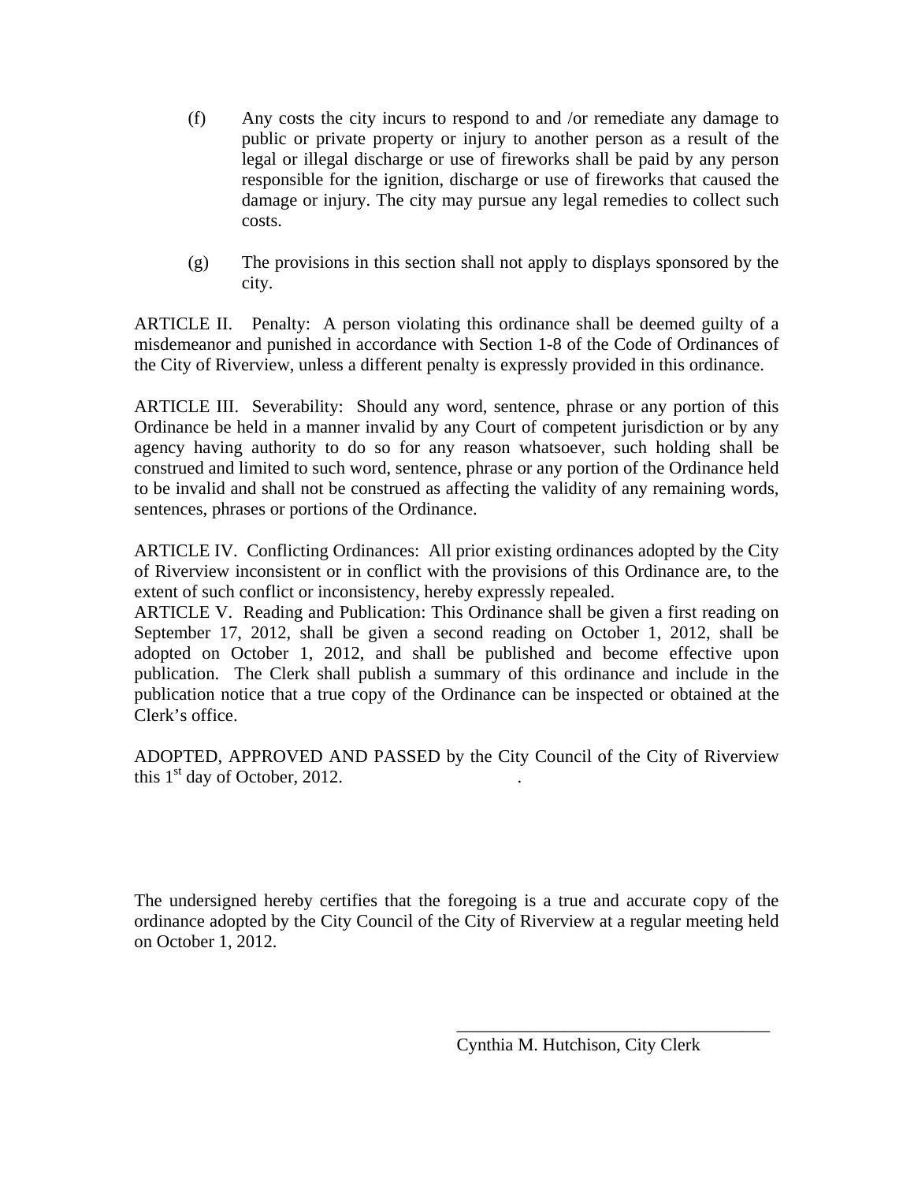(f) Any costs the city incurs to respond to and /or remediate any damage to public or private property or injury to another person as a result of the legal or illegal discharge or use of fireworks shall be paid by any person responsible for the ignition, discharge or use of fireworks that caused the damage or injury. The city may pursue any legal remedies to collect such costs.

(g) The provisions in this section shall not apply to displays sponsored by the city.

ARTICLE II. Penalty: A person violating this ordinance shall be deemed guilty of a misdemeanor and punished in accordance with Section 1-8 of the Code of Ordinances of the City of Riverview, unless a different penalty is expressly provided in this ordinance.

ARTICLE III. Severability: Should any word, sentence, phrase or any portion of this Ordinance be held in a manner invalid by any Court of competent jurisdiction or by any agency having authority to do so for any reason whatsoever, such holding shall be construed and limited to such word, sentence, phrase or any portion of the Ordinance held to be invalid and shall not be construed as affecting the validity of any remaining words, sentences, phrases or portions of the Ordinance.

ARTICLE IV. Conflicting Ordinances: All prior existing ordinances adopted by the City of Riverview inconsistent or in conflict with the provisions of this Ordinance are, to the extent of such conflict or inconsistency, hereby expressly repealed.

ARTICLE V. Reading and Publication: This Ordinance shall be given a first reading on September 17, 2012, shall be given a second reading on October 1, 2012, shall be adopted on October 1, 2012, and shall be published and become effective upon publication. The Clerk shall publish a summary of this ordinance and include in the publication notice that a true copy of the Ordinance can be inspected or obtained at the Clerk's office.

ADOPTED, APPROVED AND PASSED by the City Council of the City of Riverview this 1st day of October, 2012.

The undersigned hereby certifies that the foregoing is a true and accurate copy of the ordinance adopted by the City Council of the City of Riverview at a regular meeting held on October 1, 2012.

\_\_\_\_\_\_\_\_\_\_\_\_\_\_\_\_\_\_\_\_\_\_\_\_\_\_\_\_\_\_\_\_\_\_\_\_

Cynthia M. Hutchison, City Clerk